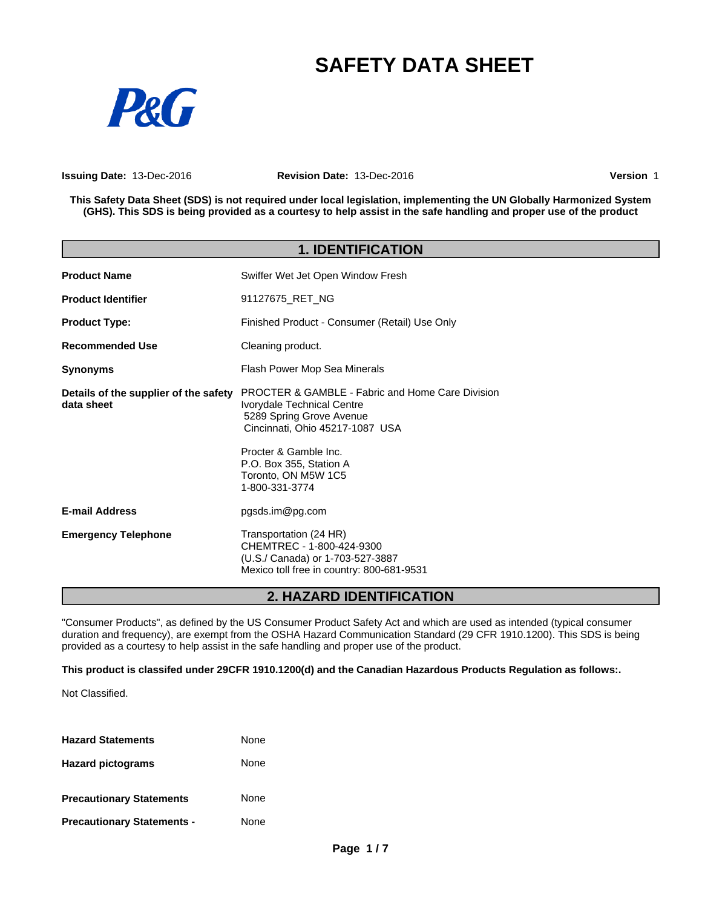# SAFETY DATA SHEET

P&G

**Issuing Date:** 13-Dec-2016 **Revision Date:** 13-Dec-2016 **Version** 1

**This Safety Data Sheet (SDS) is not required under local legislation, implementing the UN Globally Harmonized System (GHS). This SDS is being provided as a courtesy to help assist in the safe handling and proper use of the product**

## 1. IDENTIFICATION

| | |
|---|---|
| **Product Name** | Swiffer Wet Jet Open Window Fresh |
| **Product Identifier** | 91127675_RET_NG |
| **Product Type:** | Finished Product - Consumer (Retail) Use Only |
| **Recommended Use** | Cleaning product. |
| **Synonyms** | Flash Power Mop Sea Minerals |
| **Details of the supplier of the safety data sheet** | PROCTER & GAMBLE - Fabric and Home Care Division<br>Ivorydale Technical Centre<br>5289 Spring Grove Avenue<br>Cincinnati, Ohio 45217-1087 USA<br><br>Procter & Gamble Inc.<br>P.O. Box 355, Station A<br>Toronto, ON M5W 1C5<br>1-800-331-3774 |
| **E-mail Address** | pgsds.im@pg.com |
| **Emergency Telephone** | Transportation (24 HR)<br>CHEMTREC - 1-800-424-9300<br>(U.S./ Canada) or 1-703-527-3887<br>Mexico toll free in country: 800-681-9531 |

## 2. HAZARD IDENTIFICATION

"Consumer Products", as defined by the US Consumer Product Safety Act and which are used as intended (typical consumer duration and frequency), are exempt from the OSHA Hazard Communication Standard (29 CFR 1910.1200). This SDS is being provided as a courtesy to help assist in the safe handling and proper use of the product.

**This product is classifed under 29CFR 1910.1200(d) and the Canadian Hazardous Products Regulation as follows:.**

Not Classified.

| | |
|---|---|
| **Hazard Statements** | None |
| **Hazard pictograms** | None |
| **Precautionary Statements** | None |
| **Precautionary Statements -** | None |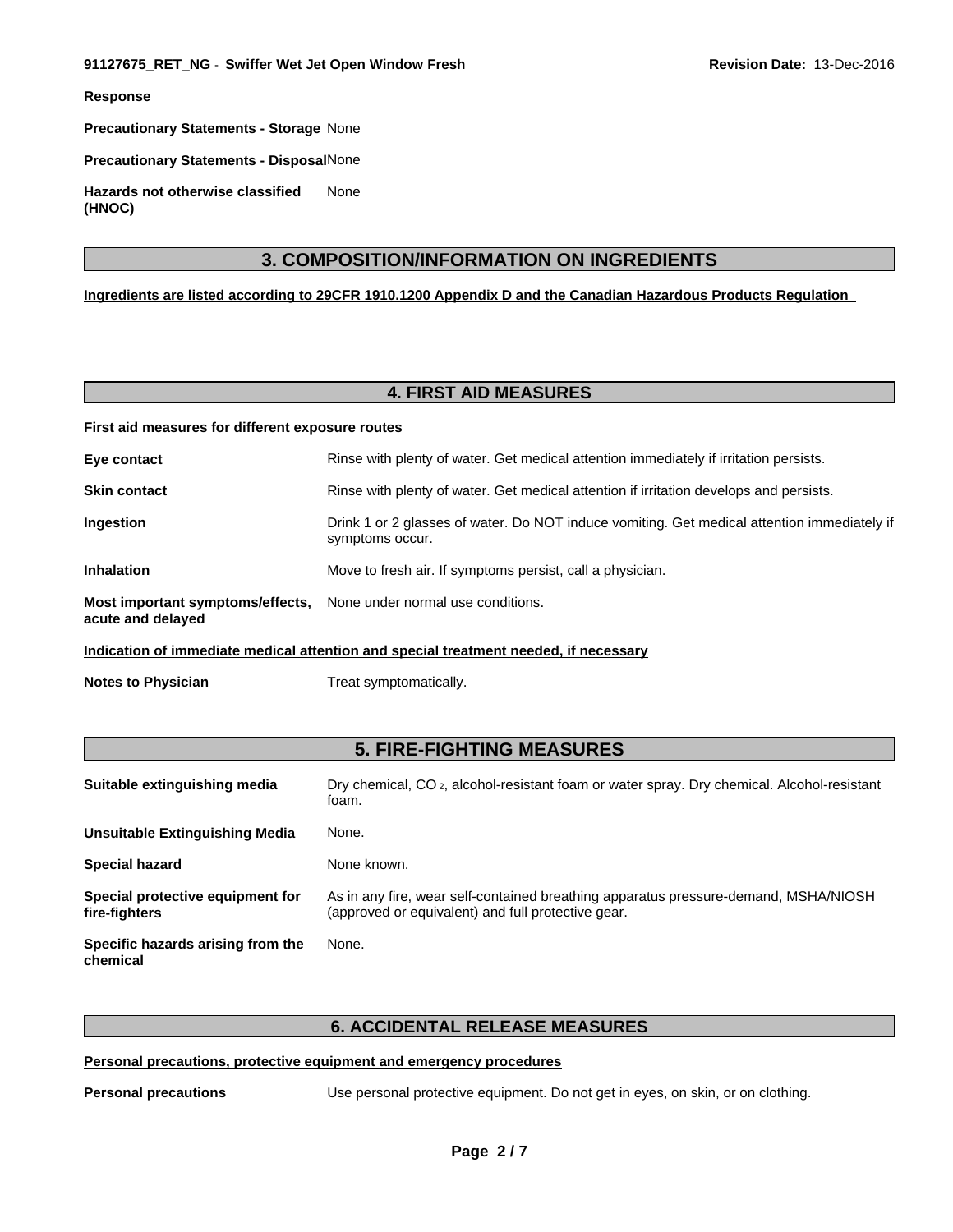**Response**

**Precautionary Statements - Storage** None

**Precautionary Statements - Disposal** None

**Hazards not otherwise classified (HNOC)** None

## 3. COMPOSITION/INFORMATION ON INGREDIENTS

**Ingredients are listed according to 29CFR 1910.1200 Appendix D and the Canadian Hazardous Products Regulation**

## 4. FIRST AID MEASURES

**First aid measures for different exposure routes**

**Eye contact** Rinse with plenty of water. Get medical attention immediately if irritation persists.

**Skin contact** Rinse with plenty of water. Get medical attention if irritation develops and persists.

**Ingestion** Drink 1 or 2 glasses of water. Do NOT induce vomiting. Get medical attention immediately if symptoms occur.

**Inhalation** Move to fresh air. If symptoms persist, call a physician.

**Most important symptoms/effects, acute and delayed** None under normal use conditions.

**Indication of immediate medical attention and special treatment needed, if necessary**

**Notes to Physician** Treat symptomatically.

## 5. FIRE-FIGHTING MEASURES

**Suitable extinguishing media** Dry chemical, $CO_2$, alcohol-resistant foam or water spray. Dry chemical. Alcohol-resistant foam.

**Unsuitable Extinguishing Media** None.

**Special hazard** None known.

**Special protective equipment for fire-fighters** As in any fire, wear self-contained breathing apparatus pressure-demand, MSHA/NIOSH (approved or equivalent) and full protective gear.

**Specific hazards arising from the chemical** None.

## 6. ACCIDENTAL RELEASE MEASURES

**Personal precautions, protective equipment and emergency procedures**

**Personal precautions** Use personal protective equipment. Do not get in eyes, on skin, or on clothing.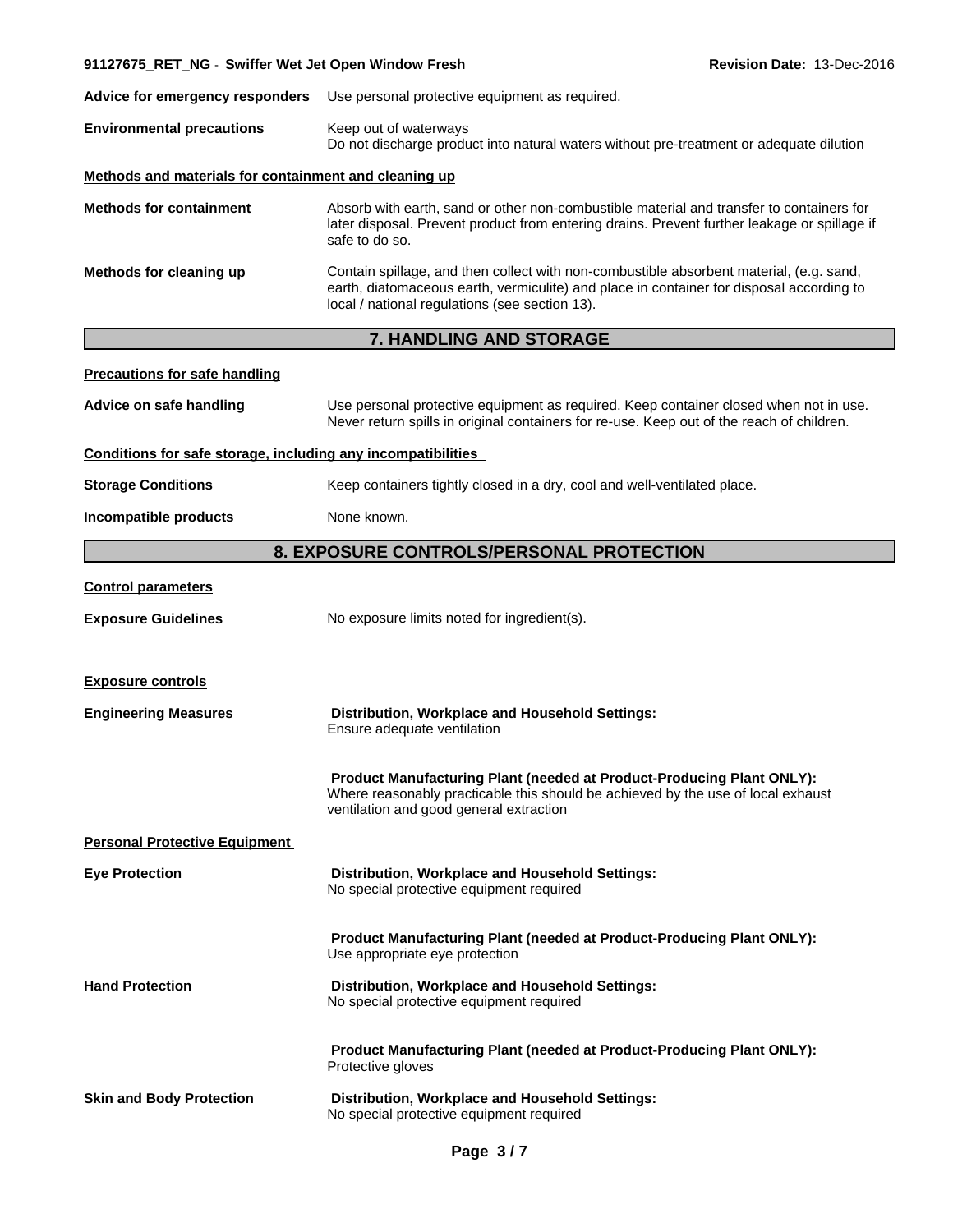**Advice for emergency responders** Use personal protective equipment as required.

**Environmental precautions** Keep out of waterways
Do not discharge product into natural waters without pre-treatment or adequate dilution

**Methods and materials for containment and cleaning up**

**Methods for containment** Absorb with earth, sand or other non-combustible material and transfer to containers for later disposal. Prevent product from entering drains. Prevent further leakage or spillage if safe to do so.

**Methods for cleaning up** Contain spillage, and then collect with non-combustible absorbent material, (e.g. sand, earth, diatomaceous earth, vermiculite) and place in container for disposal according to local / national regulations (see section 13).

## 7. HANDLING AND STORAGE

**Precautions for safe handling**

**Advice on safe handling** Use personal protective equipment as required. Keep container closed when not in use. Never return spills in original containers for re-use. Keep out of the reach of children.

**Conditions for safe storage, including any incompatibilities**

**Storage Conditions** Keep containers tightly closed in a dry, cool and well-ventilated place.

**Incompatible products** None known.

## 8. EXPOSURE CONTROLS/PERSONAL PROTECTION

**Control parameters**

**Exposure Guidelines** No exposure limits noted for ingredient(s).

**Exposure controls**

**Engineering Measures**

**Distribution, Workplace and Household Settings:**
Ensure adequate ventilation

**Product Manufacturing Plant (needed at Product-Producing Plant ONLY):**
Where reasonably practicable this should be achieved by the use of local exhaust ventilation and good general extraction

**Personal Protective Equipment**

**Eye Protection**

**Distribution, Workplace and Household Settings:**
No special protective equipment required

**Product Manufacturing Plant (needed at Product-Producing Plant ONLY):**
Use appropriate eye protection

**Hand Protection**

**Distribution, Workplace and Household Settings:**
No special protective equipment required

**Product Manufacturing Plant (needed at Product-Producing Plant ONLY):**
Protective gloves

**Skin and Body Protection**

**Distribution, Workplace and Household Settings:**
No special protective equipment required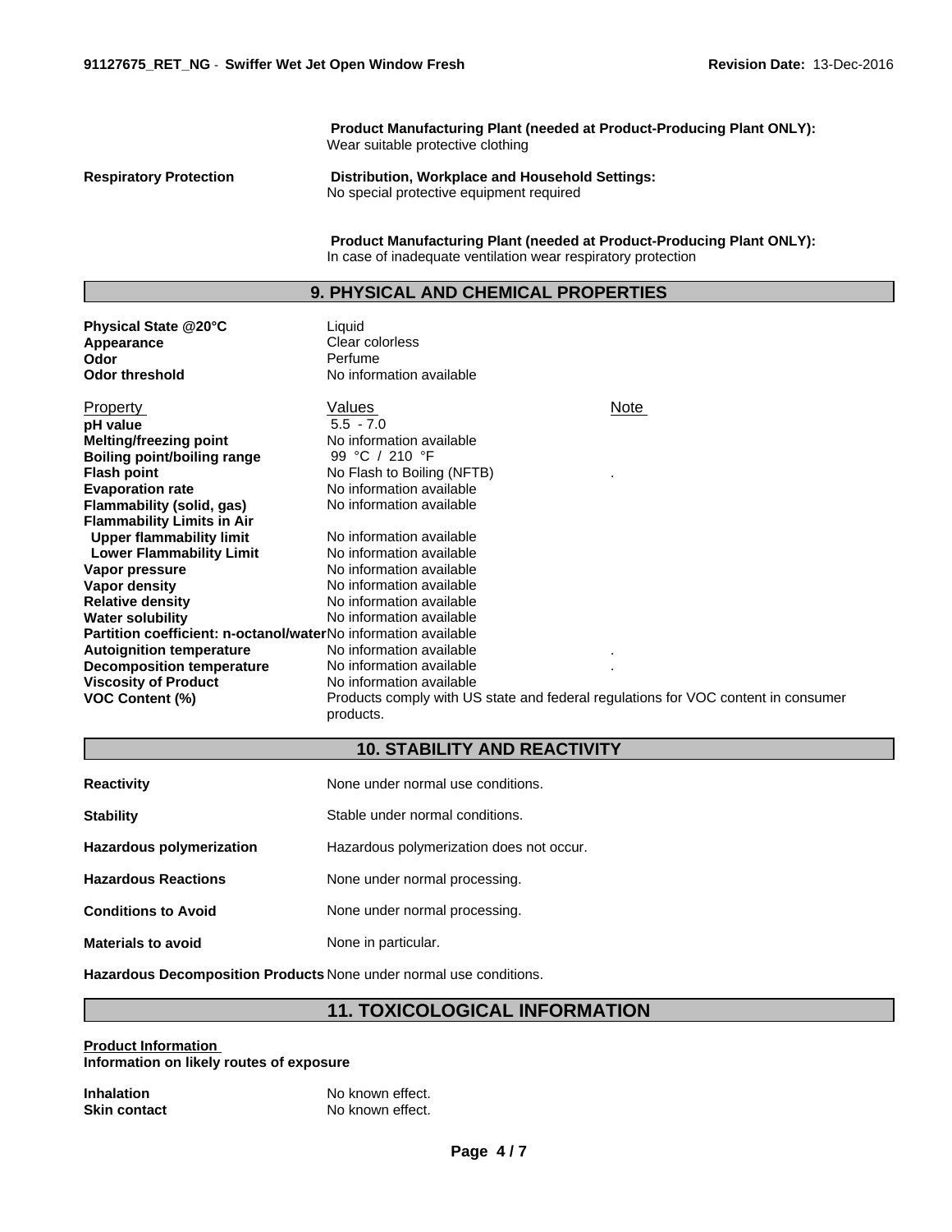**Product Manufacturing Plant (needed at Product-Producing Plant ONLY):**
Wear suitable protective clothing

**Respiratory Protection** **Distribution, Workplace and Household Settings:**
No special protective equipment required

**Product Manufacturing Plant (needed at Product-Producing Plant ONLY):**
In case of inadequate ventilation wear respiratory protection

## 9. PHYSICAL AND CHEMICAL PROPERTIES

**Physical State @20°C** Liquid
**Appearance** Clear colorless
**Odor** Perfume
**Odor threshold** No information available

| Property | Values | Note |
|---|---|---|
| **pH value** | 5.5 - 7.0 | |
| **Melting/freezing point** | No information available | |
| **Boiling point/boiling range** | 99 °C / 210 °F | |
| **Flash point** | No Flash to Boiling (NFTB) | . |
| **Evaporation rate** | No information available | |
| **Flammability (solid, gas)** | No information available | |
| **Flammability Limits in Air** | | |
| **Upper flammability limit** | No information available | |
| **Lower Flammability Limit** | No information available | |
| **Vapor pressure** | No information available | |
| **Vapor density** | No information available | |
| **Relative density** | No information available | |
| **Water solubility** | No information available | |
| **Partition coefficient: n-octanol/water** | No information available | |
| **Autoignition temperature** | No information available | . |
| **Decomposition temperature** | No information available | . |
| **Viscosity of Product** | No information available | |
| **VOC Content (%)** | Products comply with US state and federal regulations for VOC content in consumer products. | |

## 10. STABILITY AND REACTIVITY

**Reactivity** None under normal use conditions.

**Stability** Stable under normal conditions.

**Hazardous polymerization** Hazardous polymerization does not occur.

**Hazardous Reactions** None under normal processing.

**Conditions to Avoid** None under normal processing.

**Materials to avoid** None in particular.

**Hazardous Decomposition Products** None under normal use conditions.

## 11. TOXICOLOGICAL INFORMATION

**Product Information**
**Information on likely routes of exposure**

**Inhalation** No known effect.
**Skin contact** No known effect.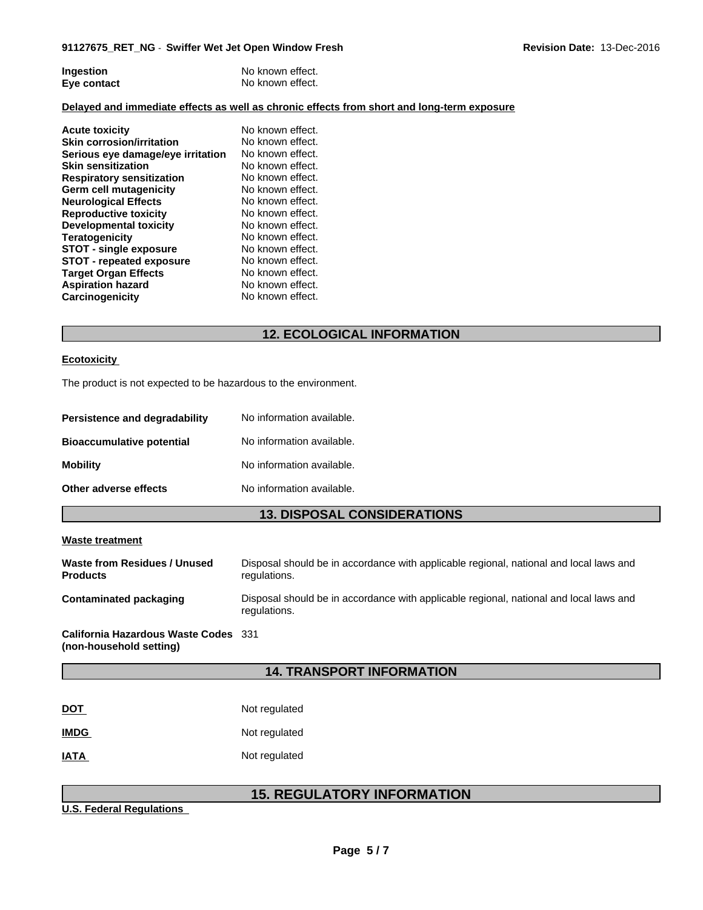**Ingestion** No known effect.
**Eye contact** No known effect.

**Delayed and immediate effects as well as chronic effects from short and long-term exposure**

| | |
|---|---|
| **Acute toxicity** | No known effect. |
| **Skin corrosion/irritation** | No known effect. |
| **Serious eye damage/eye irritation** | No known effect. |
| **Skin sensitization** | No known effect. |
| **Respiratory sensitization** | No known effect. |
| **Germ cell mutagenicity** | No known effect. |
| **Neurological Effects** | No known effect. |
| **Reproductive toxicity** | No known effect. |
| **Developmental toxicity** | No known effect. |
| **Teratogenicity** | No known effect. |
| **STOT - single exposure** | No known effect. |
| **STOT - repeated exposure** | No known effect. |
| **Target Organ Effects** | No known effect. |
| **Aspiration hazard** | No known effect. |
| **Carcinogenicity** | No known effect. |

## 12. ECOLOGICAL INFORMATION

**Ecotoxicity**

The product is not expected to be hazardous to the environment.

| | |
|---|---|
| **Persistence and degradability** | No information available. |
| **Bioaccumulative potential** | No information available. |
| **Mobility** | No information available. |
| **Other adverse effects** | No information available. |

## 13. DISPOSAL CONSIDERATIONS

**Waste treatment**

| | |
|---|---|
| **Waste from Residues / Unused Products** | Disposal should be in accordance with applicable regional, national and local laws and regulations. |
| **Contaminated packaging** | Disposal should be in accordance with applicable regional, national and local laws and regulations. |
| **California Hazardous Waste Codes (non-household setting)** | 331 |

## 14. TRANSPORT INFORMATION

| | |
|---|---|
| **DOT** | Not regulated |
| **IMDG** | Not regulated |
| **IATA** | Not regulated |

## 15. REGULATORY INFORMATION

**U.S. Federal Regulations**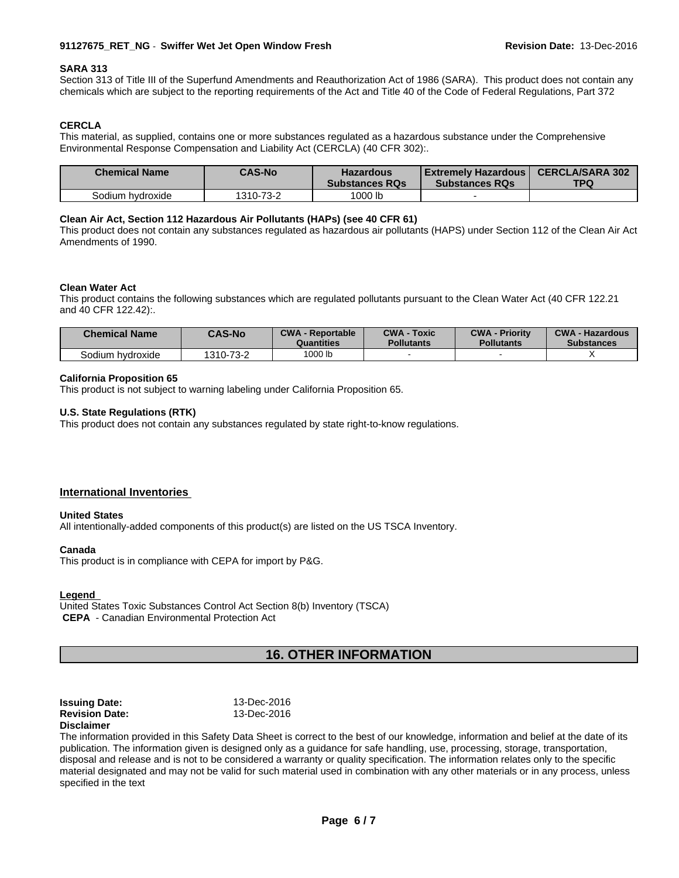### SARA 313

Section 313 of Title III of the Superfund Amendments and Reauthorization Act of 1986 (SARA). This product does not contain any chemicals which are subject to the reporting requirements of the Act and Title 40 of the Code of Federal Regulations, Part 372

### CERCLA

This material, as supplied, contains one or more substances regulated as a hazardous substance under the Comprehensive Environmental Response Compensation and Liability Act (CERCLA) (40 CFR 302):.

| Chemical Name | CAS-No | Hazardous Substances RQs | Extremely Hazardous Substances RQs | CERCLA/SARA 302 TPQ |
|---|---|---|---|---|
| Sodium hydroxide | 1310-73-2 | 1000 lb | - | |

### Clean Air Act, Section 112 Hazardous Air Pollutants (HAPs) (see 40 CFR 61)

This product does not contain any substances regulated as hazardous air pollutants (HAPS) under Section 112 of the Clean Air Act Amendments of 1990.

### Clean Water Act

This product contains the following substances which are regulated pollutants pursuant to the Clean Water Act (40 CFR 122.21 and 40 CFR 122.42):.

| Chemical Name | CAS-No | CWA - Reportable Quantities | CWA - Toxic Pollutants | CWA - Priority Pollutants | CWA - Hazardous Substances |
|---|---|---|---|---|---|
| Sodium hydroxide | 1310-73-2 | 1000 lb | - | - | X |

### California Proposition 65

This product is not subject to warning labeling under California Proposition 65.

### U.S. State Regulations (RTK)

This product does not contain any substances regulated by state right-to-know regulations.

## International Inventories

### United States

All intentionally-added components of this product(s) are listed on the US TSCA Inventory.

### Canada

This product is in compliance with CEPA for import by P&G.

### Legend

United States Toxic Substances Control Act Section 8(b) Inventory (TSCA)
**CEPA** - Canadian Environmental Protection Act

## 16. OTHER INFORMATION

**Issuing Date:** 13-Dec-2016
**Revision Date:** 13-Dec-2016

**Disclaimer**

The information provided in this Safety Data Sheet is correct to the best of our knowledge, information and belief at the date of its publication. The information given is designed only as a guidance for safe handling, use, processing, storage, transportation, disposal and release and is not to be considered a warranty or quality specification. The information relates only to the specific material designated and may not be valid for such material used in combination with any other materials or in any process, unless specified in the text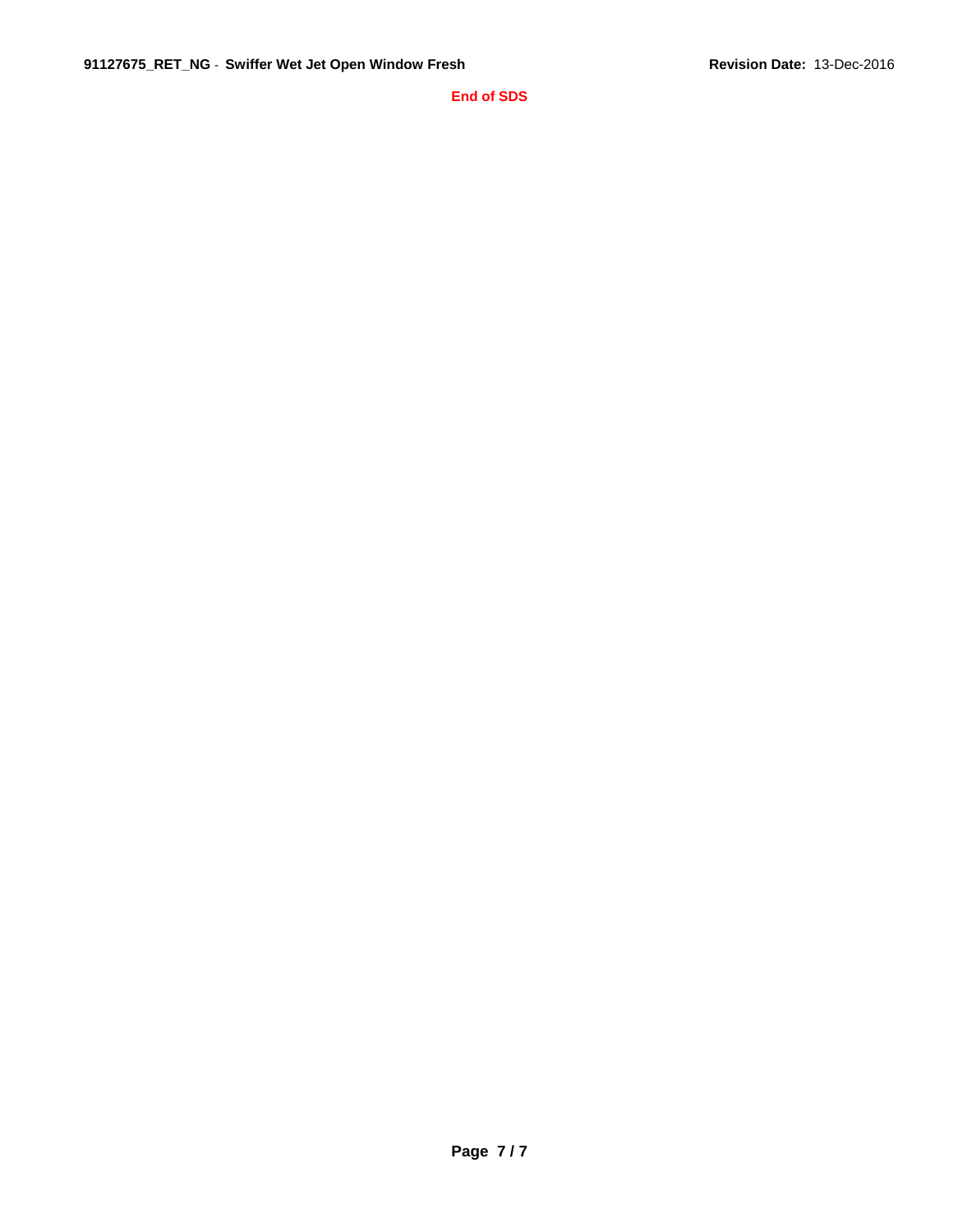**End of SDS**